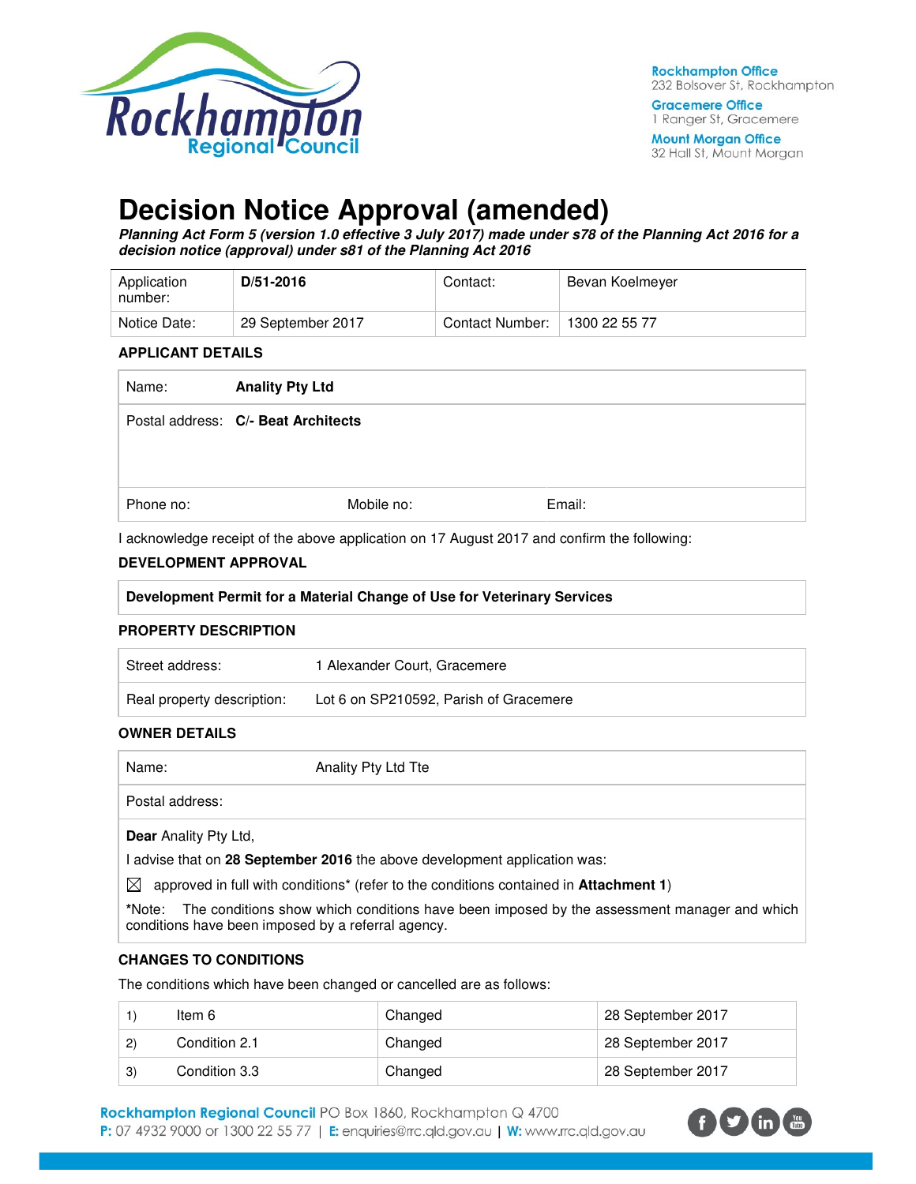Rockhampton Office
232 Bolsover St, Rockhampton

Gracemere Office
1 Ranger St, Gracemere

Mount Morgan Office
32 Hall St, Mount Morgan

# Decision Notice Approval (amended)

***Planning Act Form 5 (version 1.0 effective 3 July 2017) made under s78 of the Planning Act 2016 for a decision notice (approval) under s81 of the Planning Act 2016***

| Application number: | **D/51-2016** | Contact: | Bevan Koelmeyer |
|---|---|---|---|
| Notice Date: | 29 September 2017 | Contact Number: | 1300 22 55 77 |

**APPLICANT DETAILS**

| Name: | **Anality Pty Ltd** | |
|---|---|---|
| Postal address: | **C/- Beat Architects** | |
| Phone no: | Mobile no: | Email: |

I acknowledge receipt of the above application on 17 August 2017 and confirm the following:

**DEVELOPMENT APPROVAL**

| **Development Permit for a Material Change of Use for Veterinary Services** |
|---|

**PROPERTY DESCRIPTION**

| Street address: | 1 Alexander Court, Gracemere |
|---|---|
| Real property description: | Lot 6 on SP210592, Parish of Gracemere |

**OWNER DETAILS**

| Name: | Anality Pty Ltd Tte |
|---|---|
| Postal address: | |

**Dear** Anality Pty Ltd,

I advise that on **28 September 2016** the above development application was:

☒ approved in full with conditions* (refer to the conditions contained in **Attachment 1**)

*Note: The conditions show which conditions have been imposed by the assessment manager and which conditions have been imposed by a referral agency.

**CHANGES TO CONDITIONS**

The conditions which have been changed or cancelled are as follows:

| | | | |
|---|---|---|---|
| 1) | Item 6 | Changed | 28 September 2017 |
| 2) | Condition 2.1 | Changed | 28 September 2017 |
| 3) | Condition 3.3 | Changed | 28 September 2017 |

**Rockhampton Regional Council** PO Box 1860, Rockhampton Q 4700
**P:** 07 4932 9000 or 1300 22 55 77 | **E:** enquiries@rrc.qld.gov.au | **W:** www.rrc.qld.gov.au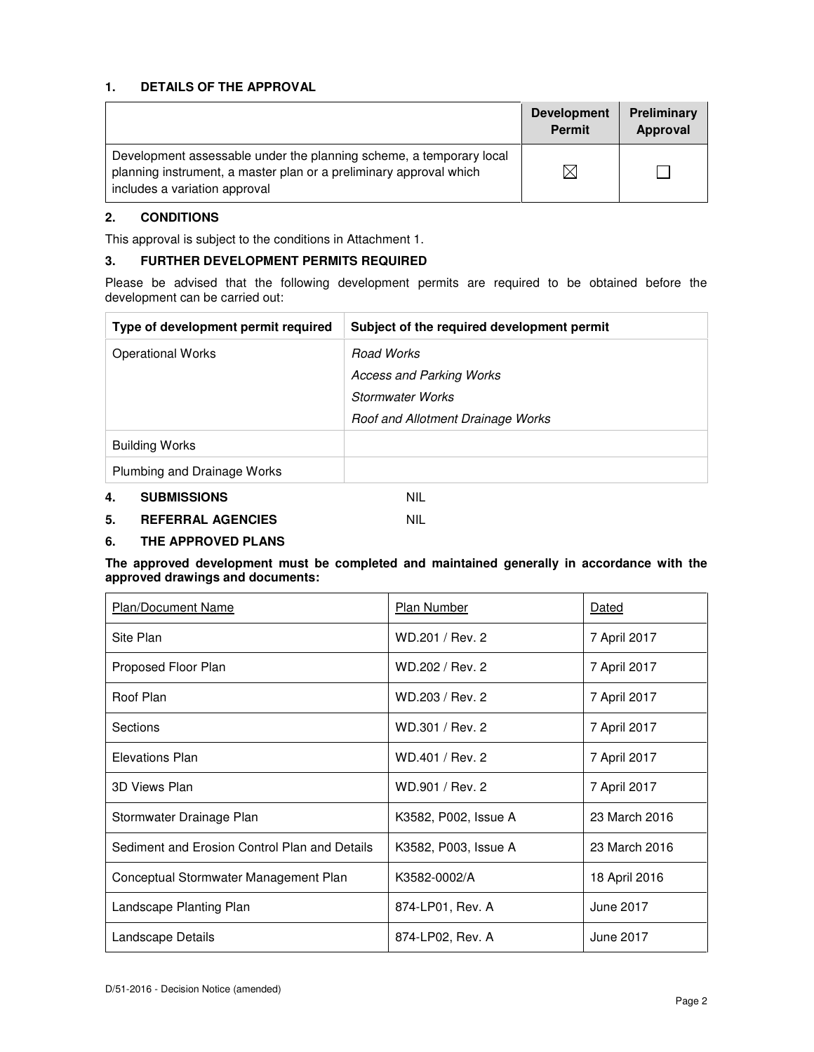## 1. DETAILS OF THE APPROVAL

| | Development Permit | Preliminary Approval |
|---|---|---|
| Development assessable under the planning scheme, a temporary local planning instrument, a master plan or a preliminary approval which includes a variation approval | ☒ | ☐ |

## 2. CONDITIONS

This approval is subject to the conditions in Attachment 1.

## 3. FURTHER DEVELOPMENT PERMITS REQUIRED

Please be advised that the following development permits are required to be obtained before the development can be carried out:

| Type of development permit required | Subject of the required development permit |
|---|---|
| Operational Works | *Road Works*<br>*Access and Parking Works*<br>*Stormwater Works*<br>*Roof and Allotment Drainage Works* |
| Building Works | |
| Plumbing and Drainage Works | |

## 4. SUBMISSIONS NIL

## 5. REFERRAL AGENCIES NIL

## 6. THE APPROVED PLANS

**The approved development must be completed and maintained generally in accordance with the approved drawings and documents:**

| Plan/Document Name | Plan Number | Dated |
|---|---|---|
| Site Plan | WD.201 / Rev. 2 | 7 April 2017 |
| Proposed Floor Plan | WD.202 / Rev. 2 | 7 April 2017 |
| Roof Plan | WD.203 / Rev. 2 | 7 April 2017 |
| Sections | WD.301 / Rev. 2 | 7 April 2017 |
| Elevations Plan | WD.401 / Rev. 2 | 7 April 2017 |
| 3D Views Plan | WD.901 / Rev. 2 | 7 April 2017 |
| Stormwater Drainage Plan | K3582, P002, Issue A | 23 March 2016 |
| Sediment and Erosion Control Plan and Details | K3582, P003, Issue A | 23 March 2016 |
| Conceptual Stormwater Management Plan | K3582-0002/A | 18 April 2016 |
| Landscape Planting Plan | 874-LP01, Rev. A | June 2017 |
| Landscape Details | 874-LP02, Rev. A | June 2017 |

D/51-2016 - Decision Notice (amended)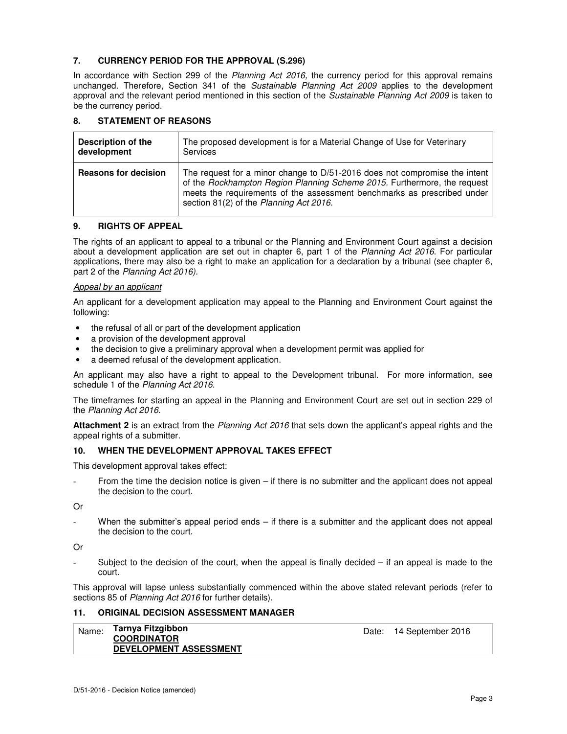## 7. CURRENCY PERIOD FOR THE APPROVAL (S.296)

In accordance with Section 299 of the *Planning Act 2016,* the currency period for this approval remains unchanged. Therefore, Section 341 of the *Sustainable Planning Act 2009* applies to the development approval and the relevant period mentioned in this section of the *Sustainable Planning Act 2009* is taken to be the currency period.

## 8. STATEMENT OF REASONS

| **Description of the development** | The proposed development is for a Material Change of Use for Veterinary Services |
|---|---|
| **Reasons for decision** | The request for a minor change to D/51-2016 does not compromise the intent of the *Rockhampton Region Planning Scheme 2015*. Furthermore, the request meets the requirements of the assessment benchmarks as prescribed under section 81(2) of the *Planning Act 2016.* |

## 9. RIGHTS OF APPEAL

The rights of an applicant to appeal to a tribunal or the Planning and Environment Court against a decision about a development application are set out in chapter 6, part 1 of the *Planning Act 2016*. For particular applications, there may also be a right to make an application for a declaration by a tribunal (see chapter 6, part 2 of the *Planning Act 2016).*

*Appeal by an applicant*

An applicant for a development application may appeal to the Planning and Environment Court against the following:

- the refusal of all or part of the development application
- a provision of the development approval
- the decision to give a preliminary approval when a development permit was applied for
- a deemed refusal of the development application.

An applicant may also have a right to appeal to the Development tribunal. For more information, see schedule 1 of the *Planning Act 2016*.

The timeframes for starting an appeal in the Planning and Environment Court are set out in section 229 of the *Planning Act 2016*.

**Attachment 2** is an extract from the *Planning Act 2016* that sets down the applicant's appeal rights and the appeal rights of a submitter.

## 10. WHEN THE DEVELOPMENT APPROVAL TAKES EFFECT

This development approval takes effect:

- From the time the decision notice is given – if there is no submitter and the applicant does not appeal the decision to the court.

Or

- When the submitter's appeal period ends – if there is a submitter and the applicant does not appeal the decision to the court.

Or

- Subject to the decision of the court, when the appeal is finally decided – if an appeal is made to the court.

This approval will lapse unless substantially commenced within the above stated relevant periods (refer to sections 85 of *Planning Act 2016* for further details).

## 11. ORIGINAL DECISION ASSESSMENT MANAGER

| Name: | **Tarnya Fitzgibbon**<br>**COORDINATOR**<br>**DEVELOPMENT ASSESSMENT** | Date: | 14 September 2016 |
|---|---|---|---|

D/51-2016 - Decision Notice (amended)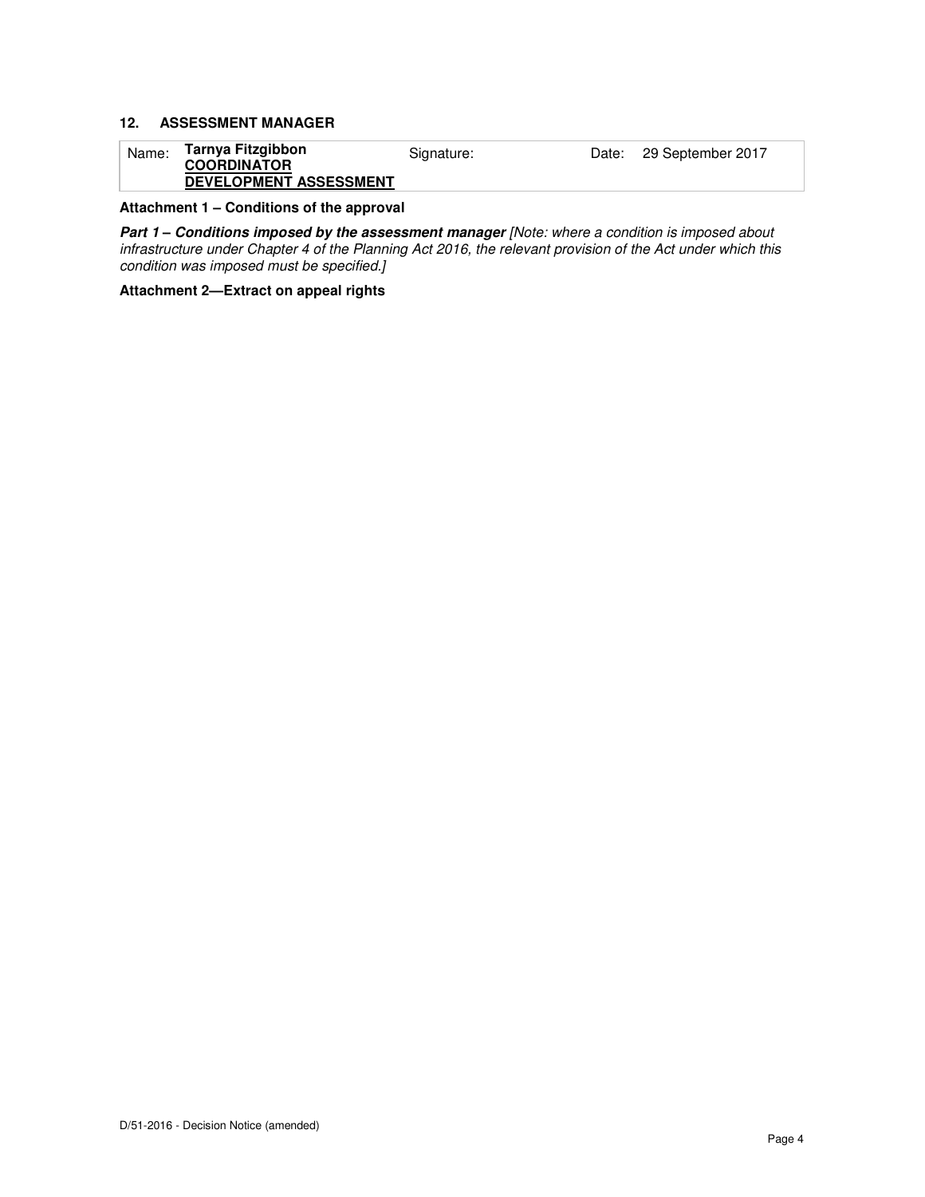## 12. ASSESSMENT MANAGER

| Name: | **Tarnya Fitzgibbon** <br> **COORDINATOR** <br> **DEVELOPMENT ASSESSMENT** | Signature: | Date: | 29 September 2017 |
|---|---|---|---|---|

**Attachment 1 – Conditions of the approval**

***Part 1 – Conditions imposed by the assessment manager*** *[Note: where a condition is imposed about infrastructure under Chapter 4 of the Planning Act 2016, the relevant provision of the Act under which this condition was imposed must be specified.]*

**Attachment 2—Extract on appeal rights**

D/51-2016 - Decision Notice (amended)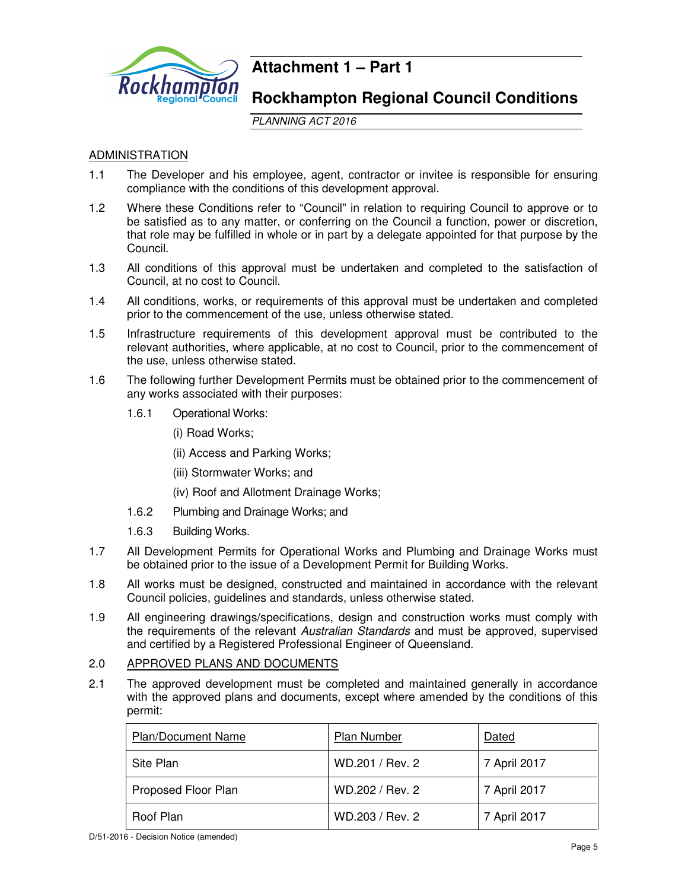# Attachment 1 – Part 1

## Rockhampton Regional Council Conditions

*PLANNING ACT 2016*

ADMINISTRATION

1.1 The Developer and his employee, agent, contractor or invitee is responsible for ensuring compliance with the conditions of this development approval.

1.2 Where these Conditions refer to "Council" in relation to requiring Council to approve or to be satisfied as to any matter, or conferring on the Council a function, power or discretion, that role may be fulfilled in whole or in part by a delegate appointed for that purpose by the Council.

1.3 All conditions of this approval must be undertaken and completed to the satisfaction of Council, at no cost to Council.

1.4 All conditions, works, or requirements of this approval must be undertaken and completed prior to the commencement of the use, unless otherwise stated.

1.5 Infrastructure requirements of this development approval must be contributed to the relevant authorities, where applicable, at no cost to Council, prior to the commencement of the use, unless otherwise stated.

1.6 The following further Development Permits must be obtained prior to the commencement of any works associated with their purposes:

1.6.1 Operational Works:

(i) Road Works;

(ii) Access and Parking Works;

(iii) Stormwater Works; and

(iv) Roof and Allotment Drainage Works;

1.6.2 Plumbing and Drainage Works; and

1.6.3 Building Works.

1.7 All Development Permits for Operational Works and Plumbing and Drainage Works must be obtained prior to the issue of a Development Permit for Building Works.

1.8 All works must be designed, constructed and maintained in accordance with the relevant Council policies, guidelines and standards, unless otherwise stated.

1.9 All engineering drawings/specifications, design and construction works must comply with the requirements of the relevant *Australian Standards* and must be approved, supervised and certified by a Registered Professional Engineer of Queensland.

2.0 APPROVED PLANS AND DOCUMENTS

2.1 The approved development must be completed and maintained generally in accordance with the approved plans and documents, except where amended by the conditions of this permit:

| Plan/Document Name | Plan Number | Dated |
|---|---|---|
| Site Plan | WD.201 / Rev. 2 | 7 April 2017 |
| Proposed Floor Plan | WD.202 / Rev. 2 | 7 April 2017 |
| Roof Plan | WD.203 / Rev. 2 | 7 April 2017 |

D/51-2016 - Decision Notice (amended)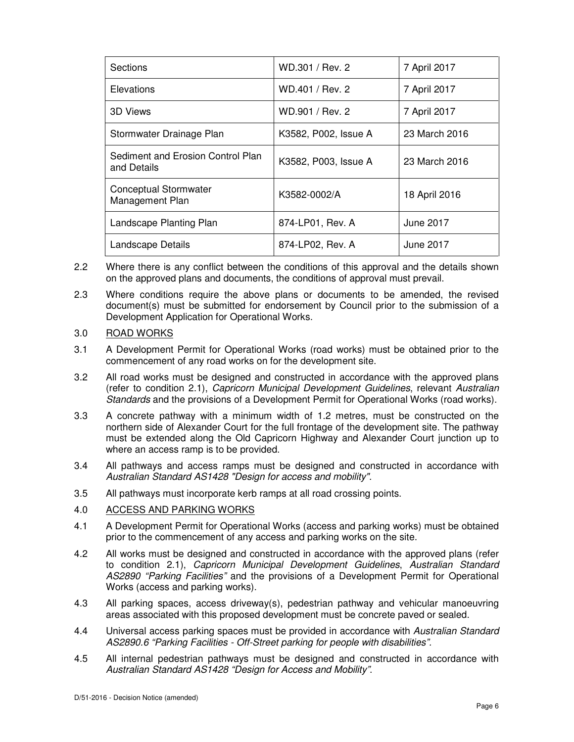| Sections | WD.301 / Rev. 2 | 7 April 2017 |
|---|---|---|
| Elevations | WD.401 / Rev. 2 | 7 April 2017 |
| 3D Views | WD.901 / Rev. 2 | 7 April 2017 |
| Stormwater Drainage Plan | K3582, P002, Issue A | 23 March 2016 |
| Sediment and Erosion Control Plan and Details | K3582, P003, Issue A | 23 March 2016 |
| Conceptual Stormwater Management Plan | K3582-0002/A | 18 April 2016 |
| Landscape Planting Plan | 874-LP01, Rev. A | June 2017 |
| Landscape Details | 874-LP02, Rev. A | June 2017 |

2.2 Where there is any conflict between the conditions of this approval and the details shown on the approved plans and documents, the conditions of approval must prevail.

2.3 Where conditions require the above plans or documents to be amended, the revised document(s) must be submitted for endorsement by Council prior to the submission of a Development Application for Operational Works.

3.0 ROAD WORKS

3.1 A Development Permit for Operational Works (road works) must be obtained prior to the commencement of any road works on for the development site.

3.2 All road works must be designed and constructed in accordance with the approved plans (refer to condition 2.1), *Capricorn Municipal Development Guidelines*, relevant *Australian Standards* and the provisions of a Development Permit for Operational Works (road works).

3.3 A concrete pathway with a minimum width of 1.2 metres, must be constructed on the northern side of Alexander Court for the full frontage of the development site. The pathway must be extended along the Old Capricorn Highway and Alexander Court junction up to where an access ramp is to be provided.

3.4 All pathways and access ramps must be designed and constructed in accordance with *Australian Standard AS1428 "Design for access and mobility"*.

3.5 All pathways must incorporate kerb ramps at all road crossing points.

4.0 ACCESS AND PARKING WORKS

4.1 A Development Permit for Operational Works (access and parking works) must be obtained prior to the commencement of any access and parking works on the site.

4.2 All works must be designed and constructed in accordance with the approved plans (refer to condition 2.1), *Capricorn Municipal Development Guidelines*, *Australian Standard AS2890 "Parking Facilities"* and the provisions of a Development Permit for Operational Works (access and parking works).

4.3 All parking spaces, access driveway(s), pedestrian pathway and vehicular manoeuvring areas associated with this proposed development must be concrete paved or sealed.

4.4 Universal access parking spaces must be provided in accordance with *Australian Standard AS2890.6 "Parking Facilities - Off-Street parking for people with disabilities"*.

4.5 All internal pedestrian pathways must be designed and constructed in accordance with *Australian Standard AS1428 "Design for Access and Mobility"*.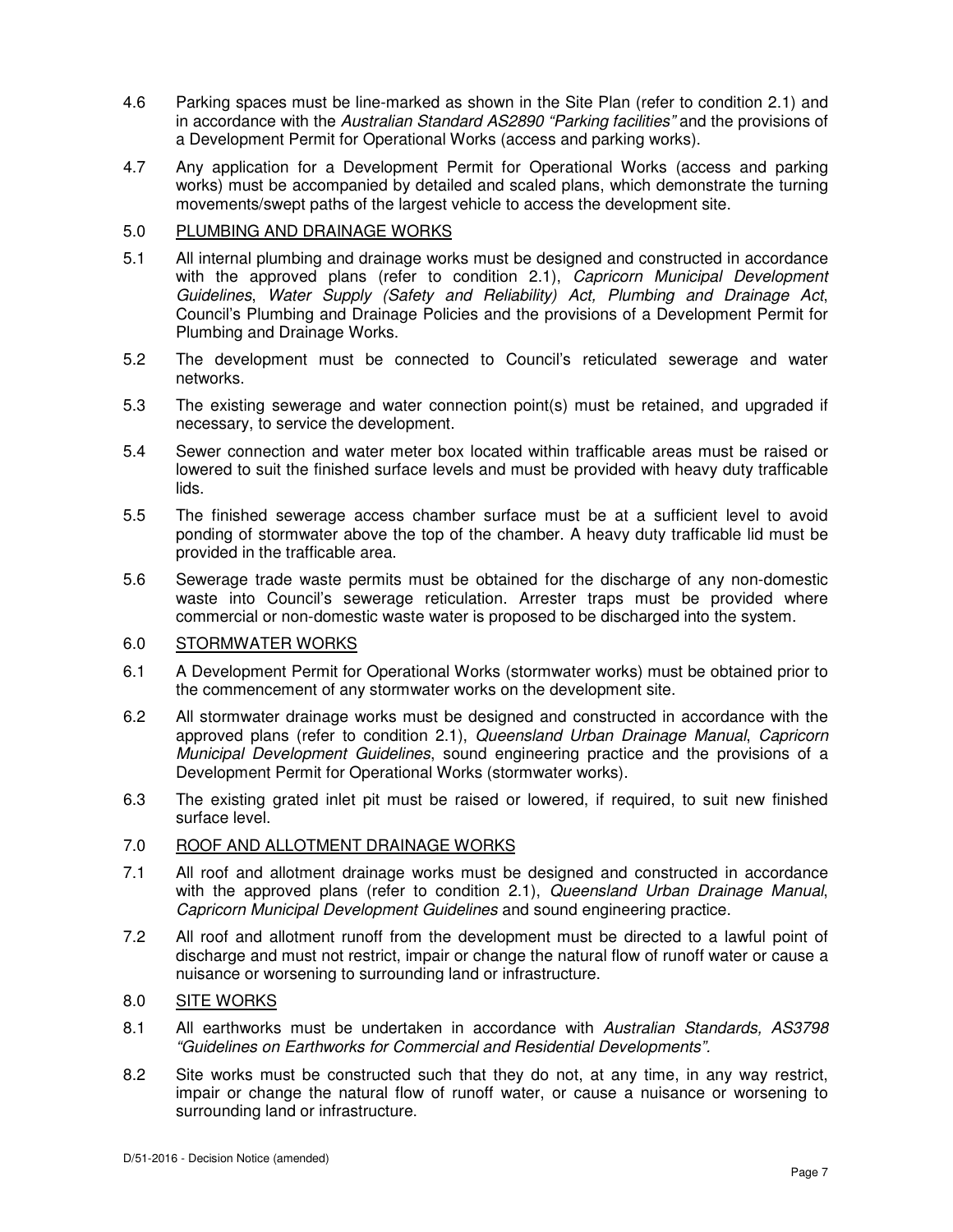4.6 Parking spaces must be line-marked as shown in the Site Plan (refer to condition 2.1) and in accordance with the *Australian Standard AS2890 "Parking facilities"* and the provisions of a Development Permit for Operational Works (access and parking works).

4.7 Any application for a Development Permit for Operational Works (access and parking works) must be accompanied by detailed and scaled plans, which demonstrate the turning movements/swept paths of the largest vehicle to access the development site.

5.0 <u>PLUMBING AND DRAINAGE WORKS</u>

5.1 All internal plumbing and drainage works must be designed and constructed in accordance with the approved plans (refer to condition 2.1), *Capricorn Municipal Development Guidelines*, *Water Supply (Safety and Reliability) Act, Plumbing and Drainage Act*, Council's Plumbing and Drainage Policies and the provisions of a Development Permit for Plumbing and Drainage Works.

5.2 The development must be connected to Council's reticulated sewerage and water networks.

5.3 The existing sewerage and water connection point(s) must be retained, and upgraded if necessary, to service the development.

5.4 Sewer connection and water meter box located within trafficable areas must be raised or lowered to suit the finished surface levels and must be provided with heavy duty trafficable lids.

5.5 The finished sewerage access chamber surface must be at a sufficient level to avoid ponding of stormwater above the top of the chamber. A heavy duty trafficable lid must be provided in the trafficable area.

5.6 Sewerage trade waste permits must be obtained for the discharge of any non-domestic waste into Council's sewerage reticulation. Arrester traps must be provided where commercial or non-domestic waste water is proposed to be discharged into the system.

6.0 <u>STORMWATER WORKS</u>

6.1 A Development Permit for Operational Works (stormwater works) must be obtained prior to the commencement of any stormwater works on the development site.

6.2 All stormwater drainage works must be designed and constructed in accordance with the approved plans (refer to condition 2.1), *Queensland Urban Drainage Manual*, *Capricorn Municipal Development Guidelines*, sound engineering practice and the provisions of a Development Permit for Operational Works (stormwater works).

6.3 The existing grated inlet pit must be raised or lowered, if required, to suit new finished surface level.

7.0 <u>ROOF AND ALLOTMENT DRAINAGE WORKS</u>

7.1 All roof and allotment drainage works must be designed and constructed in accordance with the approved plans (refer to condition 2.1), *Queensland Urban Drainage Manual*, *Capricorn Municipal Development Guidelines* and sound engineering practice.

7.2 All roof and allotment runoff from the development must be directed to a lawful point of discharge and must not restrict, impair or change the natural flow of runoff water or cause a nuisance or worsening to surrounding land or infrastructure.

8.0 <u>SITE WORKS</u>

8.1 All earthworks must be undertaken in accordance with *Australian Standards, AS3798 "Guidelines on Earthworks for Commercial and Residential Developments".*

8.2 Site works must be constructed such that they do not, at any time, in any way restrict, impair or change the natural flow of runoff water, or cause a nuisance or worsening to surrounding land or infrastructure.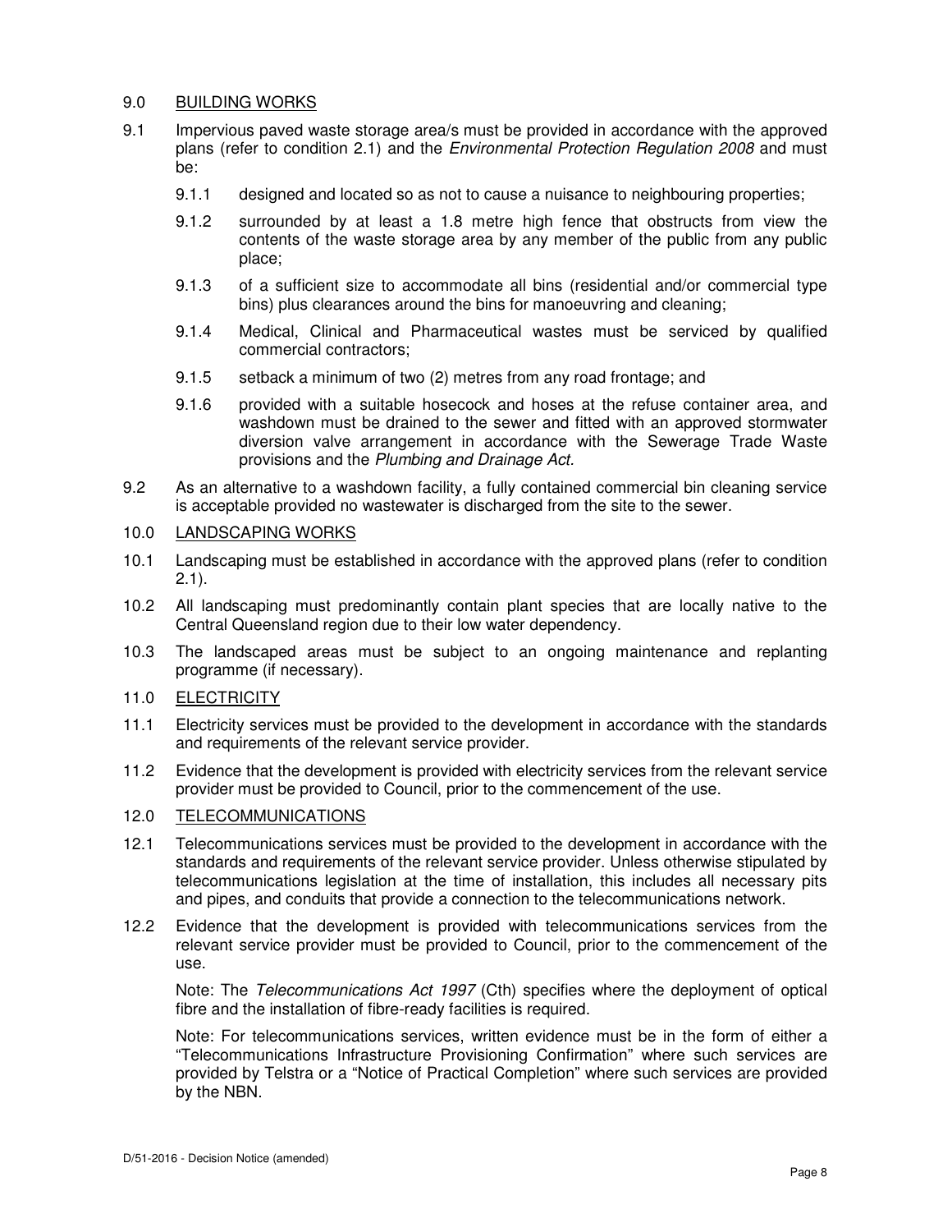## 9.0 BUILDING WORKS

9.1 Impervious paved waste storage area/s must be provided in accordance with the approved plans (refer to condition 2.1) and the *Environmental Protection Regulation 2008* and must be:

- 9.1.1 designed and located so as not to cause a nuisance to neighbouring properties;
- 9.1.2 surrounded by at least a 1.8 metre high fence that obstructs from view the contents of the waste storage area by any member of the public from any public place;
- 9.1.3 of a sufficient size to accommodate all bins (residential and/or commercial type bins) plus clearances around the bins for manoeuvring and cleaning;
- 9.1.4 Medical, Clinical and Pharmaceutical wastes must be serviced by qualified commercial contractors;
- 9.1.5 setback a minimum of two (2) metres from any road frontage; and
- 9.1.6 provided with a suitable hosecock and hoses at the refuse container area, and washdown must be drained to the sewer and fitted with an approved stormwater diversion valve arrangement in accordance with the Sewerage Trade Waste provisions and the *Plumbing and Drainage Act.*

9.2 As an alternative to a washdown facility, a fully contained commercial bin cleaning service is acceptable provided no wastewater is discharged from the site to the sewer.

## 10.0 LANDSCAPING WORKS

10.1 Landscaping must be established in accordance with the approved plans (refer to condition 2.1).

10.2 All landscaping must predominantly contain plant species that are locally native to the Central Queensland region due to their low water dependency.

10.3 The landscaped areas must be subject to an ongoing maintenance and replanting programme (if necessary).

## 11.0 ELECTRICITY

11.1 Electricity services must be provided to the development in accordance with the standards and requirements of the relevant service provider.

11.2 Evidence that the development is provided with electricity services from the relevant service provider must be provided to Council, prior to the commencement of the use.

## 12.0 TELECOMMUNICATIONS

12.1 Telecommunications services must be provided to the development in accordance with the standards and requirements of the relevant service provider. Unless otherwise stipulated by telecommunications legislation at the time of installation, this includes all necessary pits and pipes, and conduits that provide a connection to the telecommunications network.

12.2 Evidence that the development is provided with telecommunications services from the relevant service provider must be provided to Council, prior to the commencement of the use.

Note: The *Telecommunications Act 1997* (Cth) specifies where the deployment of optical fibre and the installation of fibre-ready facilities is required.

Note: For telecommunications services, written evidence must be in the form of either a "Telecommunications Infrastructure Provisioning Confirmation" where such services are provided by Telstra or a "Notice of Practical Completion" where such services are provided by the NBN.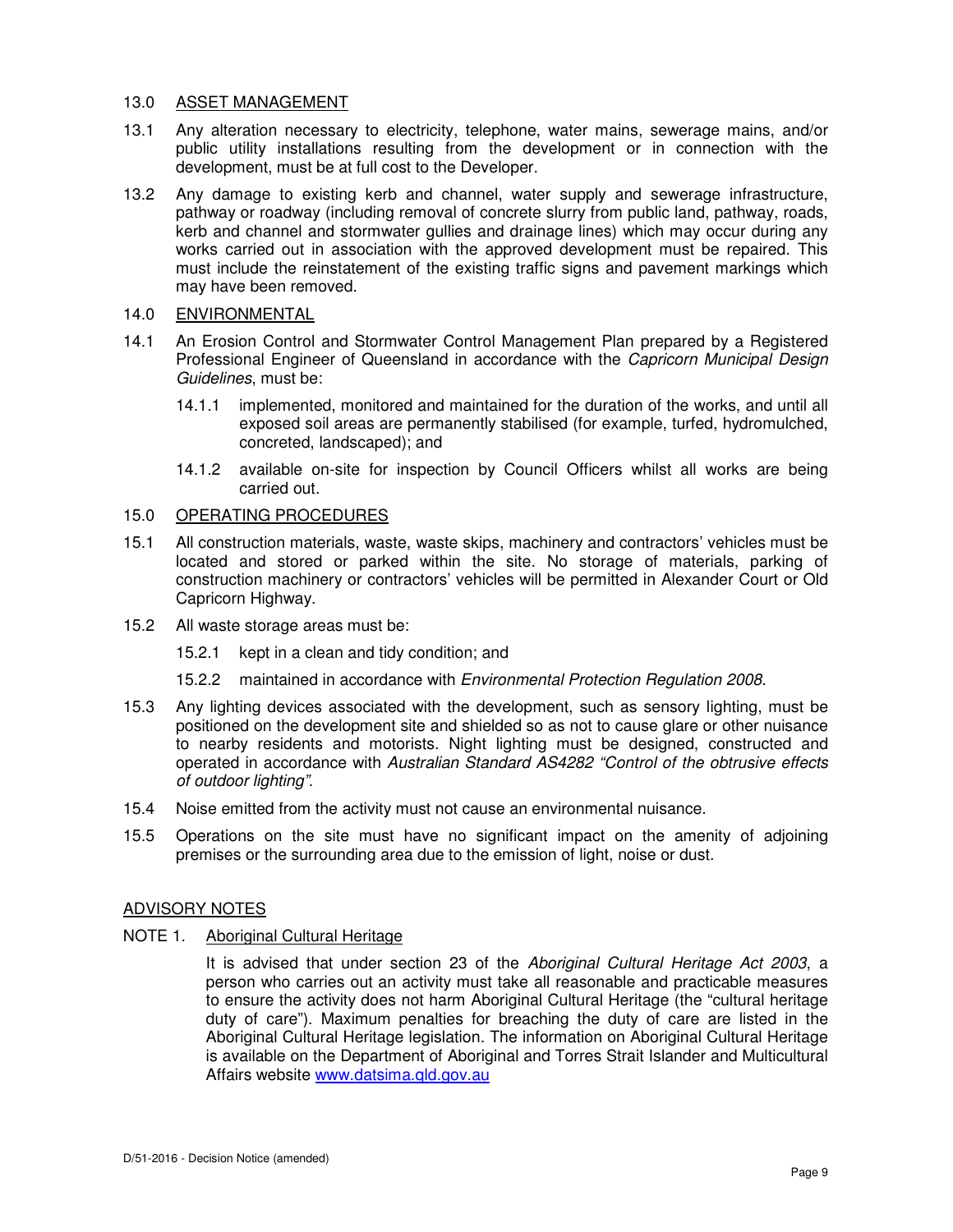## 13.0 ASSET MANAGEMENT

13.1 Any alteration necessary to electricity, telephone, water mains, sewerage mains, and/or public utility installations resulting from the development or in connection with the development, must be at full cost to the Developer.

13.2 Any damage to existing kerb and channel, water supply and sewerage infrastructure, pathway or roadway (including removal of concrete slurry from public land, pathway, roads, kerb and channel and stormwater gullies and drainage lines) which may occur during any works carried out in association with the approved development must be repaired. This must include the reinstatement of the existing traffic signs and pavement markings which may have been removed.

## 14.0 ENVIRONMENTAL

14.1 An Erosion Control and Stormwater Control Management Plan prepared by a Registered Professional Engineer of Queensland in accordance with the *Capricorn Municipal Design Guidelines*, must be:

- 14.1.1 implemented, monitored and maintained for the duration of the works, and until all exposed soil areas are permanently stabilised (for example, turfed, hydromulched, concreted, landscaped); and
- 14.1.2 available on-site for inspection by Council Officers whilst all works are being carried out.

## 15.0 OPERATING PROCEDURES

15.1 All construction materials, waste, waste skips, machinery and contractors' vehicles must be located and stored or parked within the site. No storage of materials, parking of construction machinery or contractors' vehicles will be permitted in Alexander Court or Old Capricorn Highway.

15.2 All waste storage areas must be:

- 15.2.1 kept in a clean and tidy condition; and
- 15.2.2 maintained in accordance with *Environmental Protection Regulation 2008*.

15.3 Any lighting devices associated with the development, such as sensory lighting, must be positioned on the development site and shielded so as not to cause glare or other nuisance to nearby residents and motorists. Night lighting must be designed, constructed and operated in accordance with *Australian Standard AS4282 "Control of the obtrusive effects of outdoor lighting"*.

15.4 Noise emitted from the activity must not cause an environmental nuisance.

15.5 Operations on the site must have no significant impact on the amenity of adjoining premises or the surrounding area due to the emission of light, noise or dust.

## ADVISORY NOTES

### NOTE 1. Aboriginal Cultural Heritage

It is advised that under section 23 of the *Aboriginal Cultural Heritage Act 2003*, a person who carries out an activity must take all reasonable and practicable measures to ensure the activity does not harm Aboriginal Cultural Heritage (the "cultural heritage duty of care"). Maximum penalties for breaching the duty of care are listed in the Aboriginal Cultural Heritage legislation. The information on Aboriginal Cultural Heritage is available on the Department of Aboriginal and Torres Strait Islander and Multicultural Affairs website [www.datsima.qld.gov.au](http://www.datsima.qld.gov.au)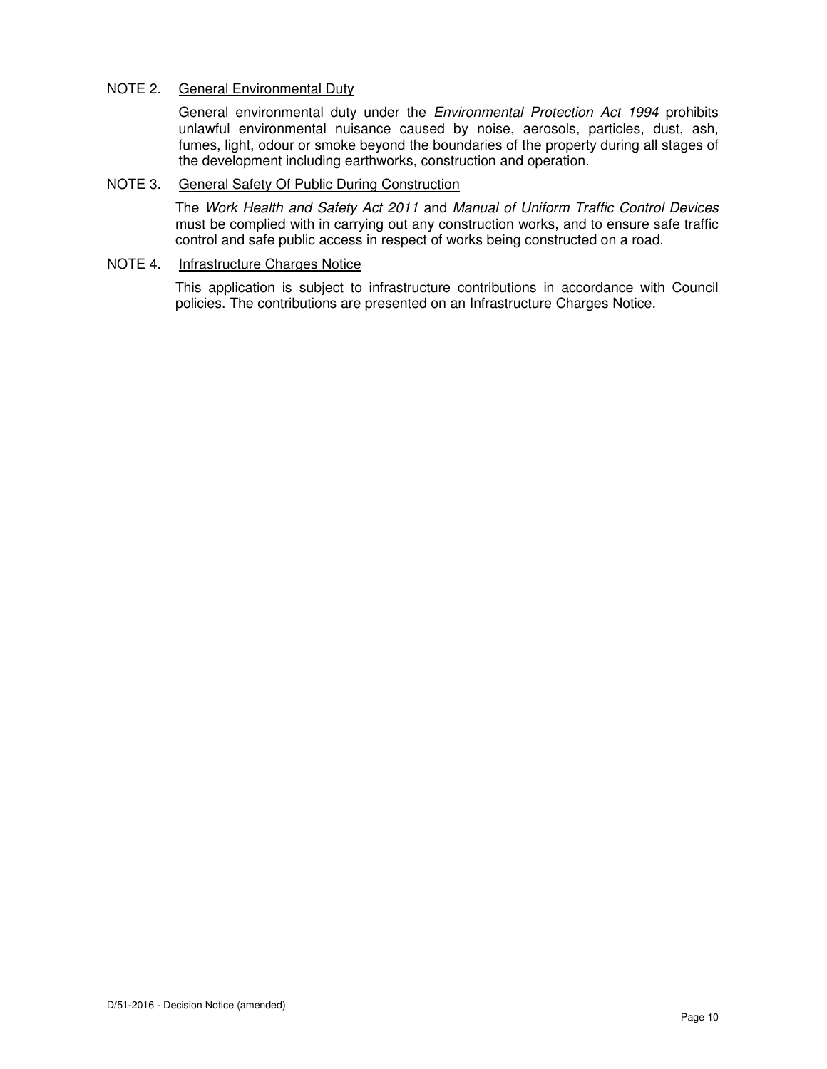NOTE 2. <u>General Environmental Duty</u>

General environmental duty under the *Environmental Protection Act 1994* prohibits unlawful environmental nuisance caused by noise, aerosols, particles, dust, ash, fumes, light, odour or smoke beyond the boundaries of the property during all stages of the development including earthworks, construction and operation.

NOTE 3. <u>General Safety Of Public During Construction</u>

The *Work Health and Safety Act 2011* and *Manual of Uniform Traffic Control Devices* must be complied with in carrying out any construction works, and to ensure safe traffic control and safe public access in respect of works being constructed on a road.

NOTE 4. <u>Infrastructure Charges Notice</u>

This application is subject to infrastructure contributions in accordance with Council policies. The contributions are presented on an Infrastructure Charges Notice.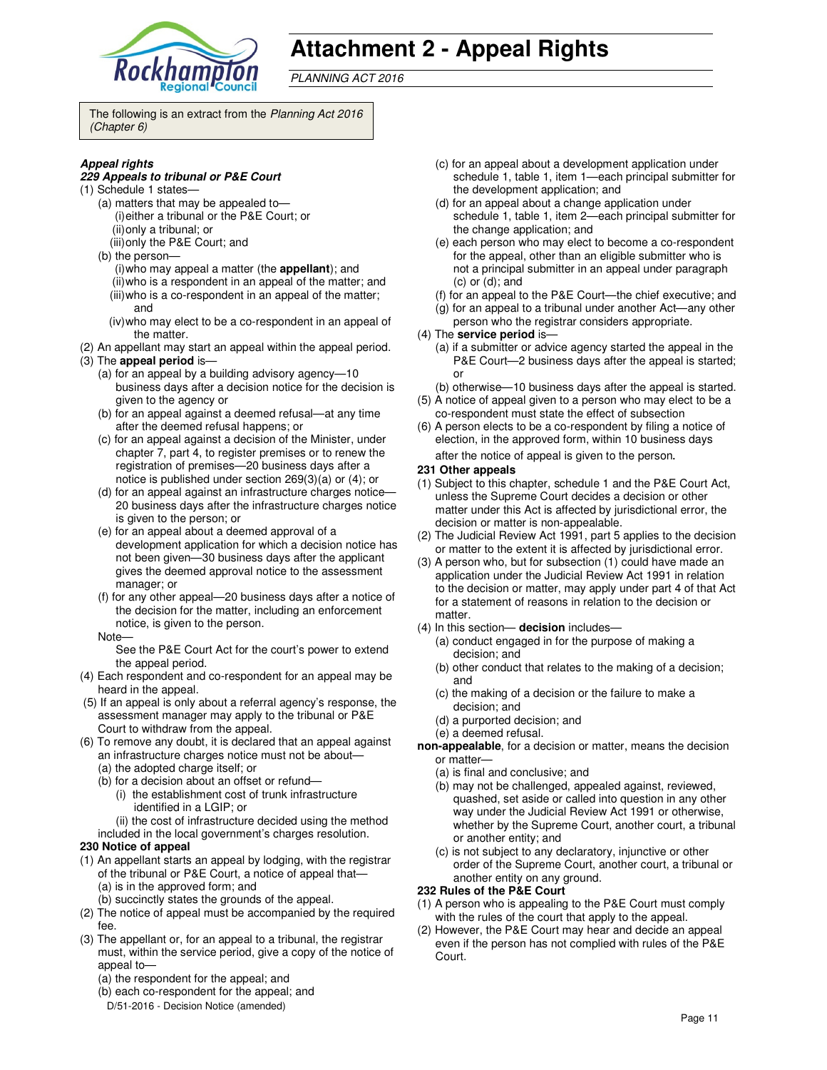# Attachment 2 - Appeal Rights

*PLANNING ACT 2016*

The following is an extract from the *Planning Act 2016 (Chapter 6)*

***Appeal rights***

***229 Appeals to tribunal or P&E Court***

(1) Schedule 1 states—

(a) matters that may be appealed to—

(i) either a tribunal or the P&E Court; or

(ii) only a tribunal; or

(iii) only the P&E Court; and

(b) the person—

(i) who may appeal a matter (the **appellant**); and

(ii) who is a respondent in an appeal of the matter; and

(iii) who is a co-respondent in an appeal of the matter; and

(iv) who may elect to be a co-respondent in an appeal of the matter.

(2) An appellant may start an appeal within the appeal period.

(3) The **appeal period** is—

(a) for an appeal by a building advisory agency—10 business days after a decision notice for the decision is given to the agency or

(b) for an appeal against a deemed refusal—at any time after the deemed refusal happens; or

(c) for an appeal against a decision of the Minister, under chapter 7, part 4, to register premises or to renew the registration of premises—20 business days after a notice is published under section 269(3)(a) or (4); or

(d) for an appeal against an infrastructure charges notice—20 business days after the infrastructure charges notice is given to the person; or

(e) for an appeal about a deemed approval of a development application for which a decision notice has not been given—30 business days after the applicant gives the deemed approval notice to the assessment manager; or

(f) for any other appeal—20 business days after a notice of the decision for the matter, including an enforcement notice, is given to the person.

Note—

See the P&E Court Act for the court's power to extend the appeal period.

(4) Each respondent and co-respondent for an appeal may be heard in the appeal.

(5) If an appeal is only about a referral agency's response, the assessment manager may apply to the tribunal or P&E Court to withdraw from the appeal.

(6) To remove any doubt, it is declared that an appeal against an infrastructure charges notice must not be about—

(a) the adopted charge itself; or

(b) for a decision about an offset or refund—

(i) the establishment cost of trunk infrastructure identified in a LGIP; or

(ii) the cost of infrastructure decided using the method included in the local government's charges resolution.

**230 Notice of appeal**

(1) An appellant starts an appeal by lodging, with the registrar of the tribunal or P&E Court, a notice of appeal that—

(a) is in the approved form; and

(b) succinctly states the grounds of the appeal.

(2) The notice of appeal must be accompanied by the required fee.

(3) The appellant or, for an appeal to a tribunal, the registrar must, within the service period, give a copy of the notice of appeal to—

(a) the respondent for the appeal; and

(b) each co-respondent for the appeal; and

(c) for an appeal about a development application under schedule 1, table 1, item 1—each principal submitter for the development application; and

(d) for an appeal about a change application under schedule 1, table 1, item 2—each principal submitter for the change application; and

(e) each person who may elect to become a co-respondent for the appeal, other than an eligible submitter who is not a principal submitter in an appeal under paragraph (c) or (d); and

(f) for an appeal to the P&E Court—the chief executive; and

(g) for an appeal to a tribunal under another Act—any other person who the registrar considers appropriate.

(4) The **service period** is—

(a) if a submitter or advice agency started the appeal in the P&E Court—2 business days after the appeal is started; or

(b) otherwise—10 business days after the appeal is started.

(5) A notice of appeal given to a person who may elect to be a co-respondent must state the effect of subsection

(6) A person elects to be a co-respondent by filing a notice of election, in the approved form, within 10 business days after the notice of appeal is given to the person.

**231 Other appeals**

(1) Subject to this chapter, schedule 1 and the P&E Court Act, unless the Supreme Court decides a decision or other matter under this Act is affected by jurisdictional error, the decision or matter is non-appealable.

(2) The Judicial Review Act 1991, part 5 applies to the decision or matter to the extent it is affected by jurisdictional error.

(3) A person who, but for subsection (1) could have made an application under the Judicial Review Act 1991 in relation to the decision or matter, may apply under part 4 of that Act for a statement of reasons in relation to the decision or matter.

(4) In this section— **decision** includes—

(a) conduct engaged in for the purpose of making a decision; and

(b) other conduct that relates to the making of a decision; and

(c) the making of a decision or the failure to make a decision; and

(d) a purported decision; and

(e) a deemed refusal.

**non-appealable**, for a decision or matter, means the decision or matter—

(a) is final and conclusive; and

(b) may not be challenged, appealed against, reviewed, quashed, set aside or called into question in any other way under the Judicial Review Act 1991 or otherwise, whether by the Supreme Court, another court, a tribunal or another entity; and

(c) is not subject to any declaratory, injunctive or other order of the Supreme Court, another court, a tribunal or another entity on any ground.

**232 Rules of the P&E Court**

(1) A person who is appealing to the P&E Court must comply with the rules of the court that apply to the appeal.

(2) However, the P&E Court may hear and decide an appeal even if the person has not complied with rules of the P&E Court.

D/51-2016 - Decision Notice (amended)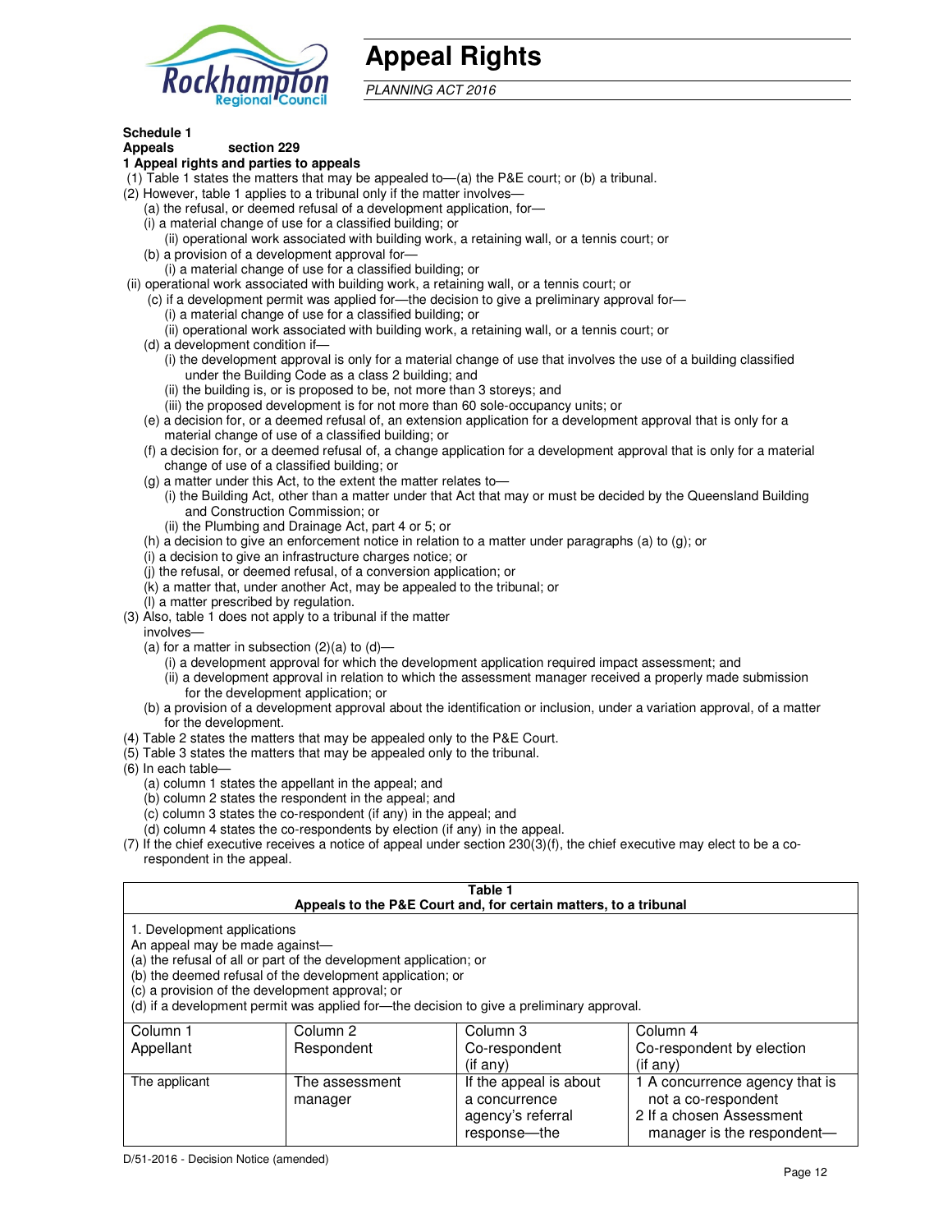# Appeal Rights

*PLANNING ACT 2016*

**Schedule 1**
**Appeals section 229**

**1 Appeal rights and parties to appeals**

(1) Table 1 states the matters that may be appealed to—(a) the P&E court; or (b) a tribunal.

(2) However, table 1 applies to a tribunal only if the matter involves—

(a) the refusal, or deemed refusal of a development application, for—

(i) a material change of use for a classified building; or

(ii) operational work associated with building work, a retaining wall, or a tennis court; or

(b) a provision of a development approval for—

(i) a material change of use for a classified building; or

(ii) operational work associated with building work, a retaining wall, or a tennis court; or

(c) if a development permit was applied for—the decision to give a preliminary approval for—

(i) a material change of use for a classified building; or

(ii) operational work associated with building work, a retaining wall, or a tennis court; or

(d) a development condition if—

(i) the development approval is only for a material change of use that involves the use of a building classified under the Building Code as a class 2 building; and

(ii) the building is, or is proposed to be, not more than 3 storeys; and

(iii) the proposed development is for not more than 60 sole-occupancy units; or

(e) a decision for, or a deemed refusal of, an extension application for a development approval that is only for a material change of use of a classified building; or

(f) a decision for, or a deemed refusal of, a change application for a development approval that is only for a material change of use of a classified building; or

(g) a matter under this Act, to the extent the matter relates to—

(i) the Building Act, other than a matter under that Act that may or must be decided by the Queensland Building and Construction Commission; or

(ii) the Plumbing and Drainage Act, part 4 or 5; or

(h) a decision to give an enforcement notice in relation to a matter under paragraphs (a) to (g); or

(i) a decision to give an infrastructure charges notice; or

(j) the refusal, or deemed refusal, of a conversion application; or

(k) a matter that, under another Act, may be appealed to the tribunal; or

(l) a matter prescribed by regulation.

(3) Also, table 1 does not apply to a tribunal if the matter involves—

(a) for a matter in subsection (2)(a) to (d)—

(i) a development approval for which the development application required impact assessment; and

(ii) a development approval in relation to which the assessment manager received a properly made submission for the development application; or

(b) a provision of a development approval about the identification or inclusion, under a variation approval, of a matter for the development.

(4) Table 2 states the matters that may be appealed only to the P&E Court.

(5) Table 3 states the matters that may be appealed only to the tribunal.

(6) In each table—

(a) column 1 states the appellant in the appeal; and

(b) column 2 states the respondent in the appeal; and

(c) column 3 states the co-respondent (if any) in the appeal; and

(d) column 4 states the co-respondents by election (if any) in the appeal.

(7) If the chief executive receives a notice of appeal under section 230(3)(f), the chief executive may elect to be a co-respondent in the appeal.

**Table 1**
**Appeals to the P&E Court and, for certain matters, to a tribunal**

1. Development applications

An appeal may be made against—

(a) the refusal of all or part of the development application; or

(b) the deemed refusal of the development application; or

(c) a provision of the development approval; or

(d) if a development permit was applied for—the decision to give a preliminary approval.

| Column 1<br>Appellant | Column 2<br>Respondent | Column 3<br>Co-respondent<br>(if any) | Column 4<br>Co-respondent by election<br>(if any) |
|---|---|---|---|
| The applicant | The assessment manager | If the appeal is about a concurrence agency's referral response—the | 1 A concurrence agency that is not a co-respondent<br>2 If a chosen Assessment manager is the respondent— |

D/51-2016 - Decision Notice (amended)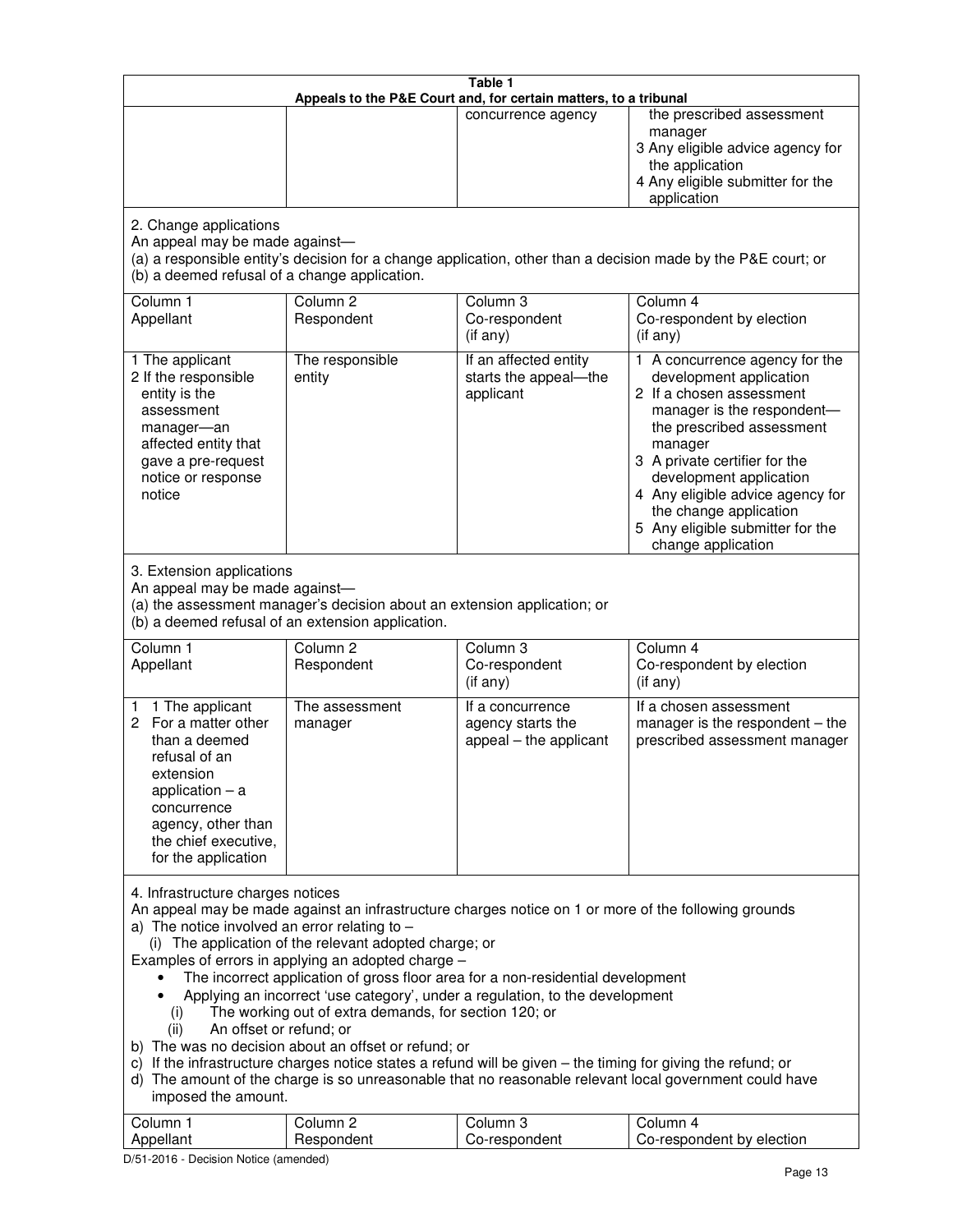**Table 1**
**Appeals to the P&E Court and, for certain matters, to a tribunal**

| | | concurrence agency | the prescribed assessment manager<br>3 Any eligible advice agency for the application<br>4 Any eligible submitter for the application |
|---|---|---|---|

2. Change applications
An appeal may be made against—
(a) a responsible entity's decision for a change application, other than a decision made by the P&E court; or
(b) a deemed refusal of a change application.

| Column 1<br>Appellant | Column 2<br>Respondent | Column 3<br>Co-respondent<br>(if any) | Column 4<br>Co-respondent by election<br>(if any) |
|---|---|---|---|
| 1 The applicant<br>2 If the responsible entity is the assessment manager—an affected entity that gave a pre-request notice or response notice | The responsible entity | If an affected entity starts the appeal—the applicant | 1 A concurrence agency for the development application<br>2 If a chosen assessment manager is the respondent—the prescribed assessment manager<br>3 A private certifier for the development application<br>4 Any eligible advice agency for the change application<br>5 Any eligible submitter for the change application |

3. Extension applications
An appeal may be made against—
(a) the assessment manager's decision about an extension application; or
(b) a deemed refusal of an extension application.

| Column 1<br>Appellant | Column 2<br>Respondent | Column 3<br>Co-respondent<br>(if any) | Column 4<br>Co-respondent by election<br>(if any) |
|---|---|---|---|
| 1 1 The applicant<br>2 For a matter other than a deemed refusal of an extension application – a concurrence agency, other than the chief executive, for the application | The assessment manager | If a concurrence agency starts the appeal – the applicant | If a chosen assessment manager is the respondent – the prescribed assessment manager |

4. Infrastructure charges notices
An appeal may be made against an infrastructure charges notice on 1 or more of the following grounds
a) The notice involved an error relating to –
(i) The application of the relevant adopted charge; or
Examples of errors in applying an adopted charge –
- The incorrect application of gross floor area for a non-residential development
- Applying an incorrect 'use category', under a regulation, to the development
(i) The working out of extra demands, for section 120; or
(ii) An offset or refund; or
b) The was no decision about an offset or refund; or
c) If the infrastructure charges notice states a refund will be given – the timing for giving the refund; or
d) The amount of the charge is so unreasonable that no reasonable relevant local government could have imposed the amount.

| Column 1<br>Appellant | Column 2<br>Respondent | Column 3<br>Co-respondent | Column 4<br>Co-respondent by election |
|---|---|---|---|

D/51-2016 - Decision Notice (amended)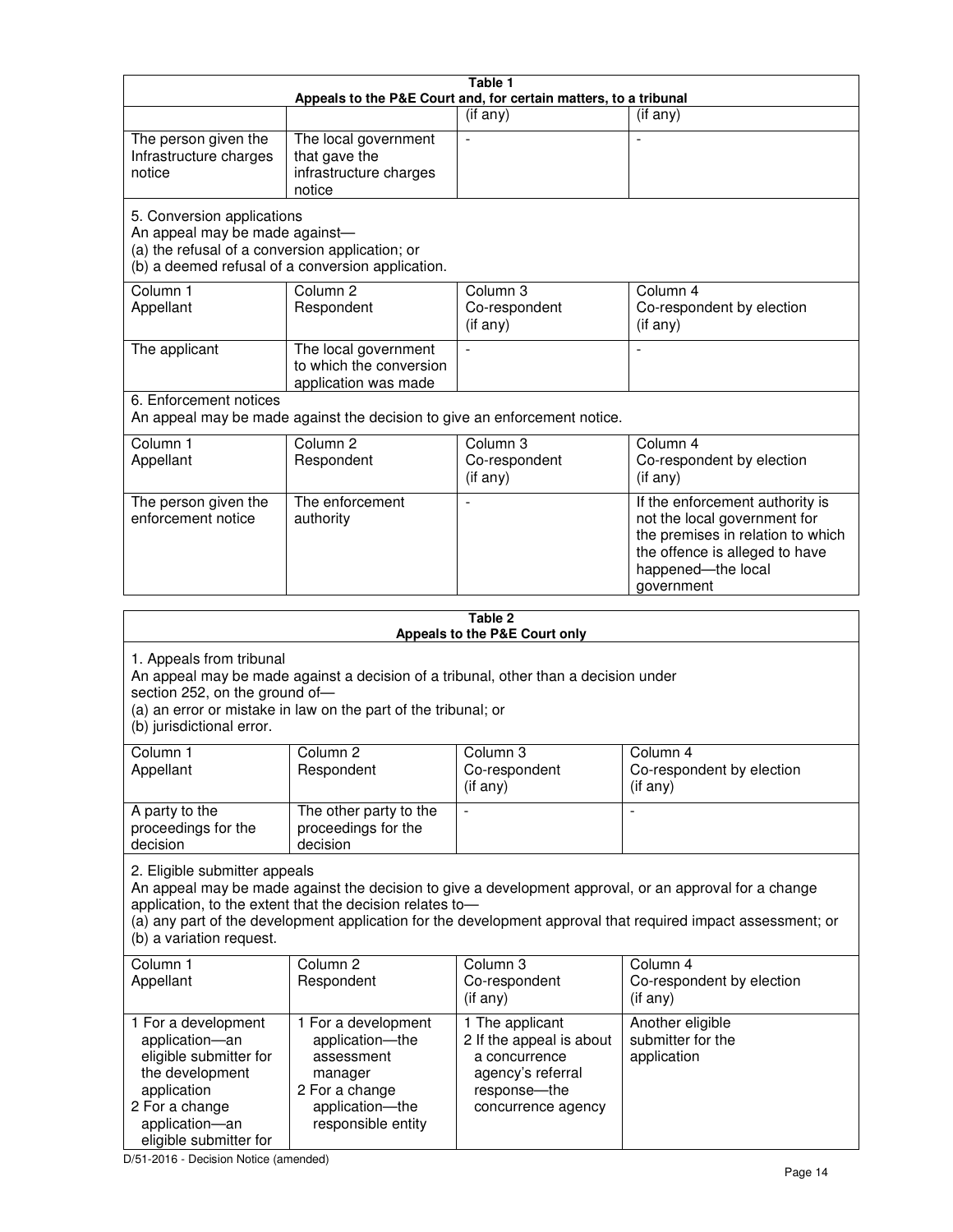**Table 1**
**Appeals to the P&E Court and, for certain matters, to a tribunal**

| | | (if any) | (if any) |
|---|---|---|---|
| The person given the Infrastructure charges notice | The local government that gave the infrastructure charges notice | - | - |

5. Conversion applications
An appeal may be made against—
(a) the refusal of a conversion application; or
(b) a deemed refusal of a conversion application.

| Column 1<br>Appellant | Column 2<br>Respondent | Column 3<br>Co-respondent<br>(if any) | Column 4<br>Co-respondent by election<br>(if any) |
|---|---|---|---|
| The applicant | The local government to which the conversion application was made | - | - |

6. Enforcement notices
An appeal may be made against the decision to give an enforcement notice.

| Column 1<br>Appellant | Column 2<br>Respondent | Column 3<br>Co-respondent<br>(if any) | Column 4<br>Co-respondent by election<br>(if any) |
|---|---|---|---|
| The person given the enforcement notice | The enforcement authority | - | If the enforcement authority is not the local government for the premises in relation to which the offence is alleged to have happened—the local government |

**Table 2**
**Appeals to the P&E Court only**

1. Appeals from tribunal
An appeal may be made against a decision of a tribunal, other than a decision under section 252, on the ground of—
(a) an error or mistake in law on the part of the tribunal; or
(b) jurisdictional error.

| Column 1<br>Appellant | Column 2<br>Respondent | Column 3<br>Co-respondent<br>(if any) | Column 4<br>Co-respondent by election<br>(if any) |
|---|---|---|---|
| A party to the proceedings for the decision | The other party to the proceedings for the decision | - | - |

2. Eligible submitter appeals
An appeal may be made against the decision to give a development approval, or an approval for a change application, to the extent that the decision relates to—
(a) any part of the development application for the development approval that required impact assessment; or
(b) a variation request.

| Column 1<br>Appellant | Column 2<br>Respondent | Column 3<br>Co-respondent<br>(if any) | Column 4<br>Co-respondent by election<br>(if any) |
|---|---|---|---|
| 1 For a development application—an eligible submitter for the development application<br>2 For a change application—an eligible submitter for | 1 For a development application—the assessment manager<br>2 For a change application—the responsible entity | 1 The applicant<br>2 If the appeal is about a concurrence agency's referral response—the concurrence agency | Another eligible submitter for the application |

D/51-2016 - Decision Notice (amended)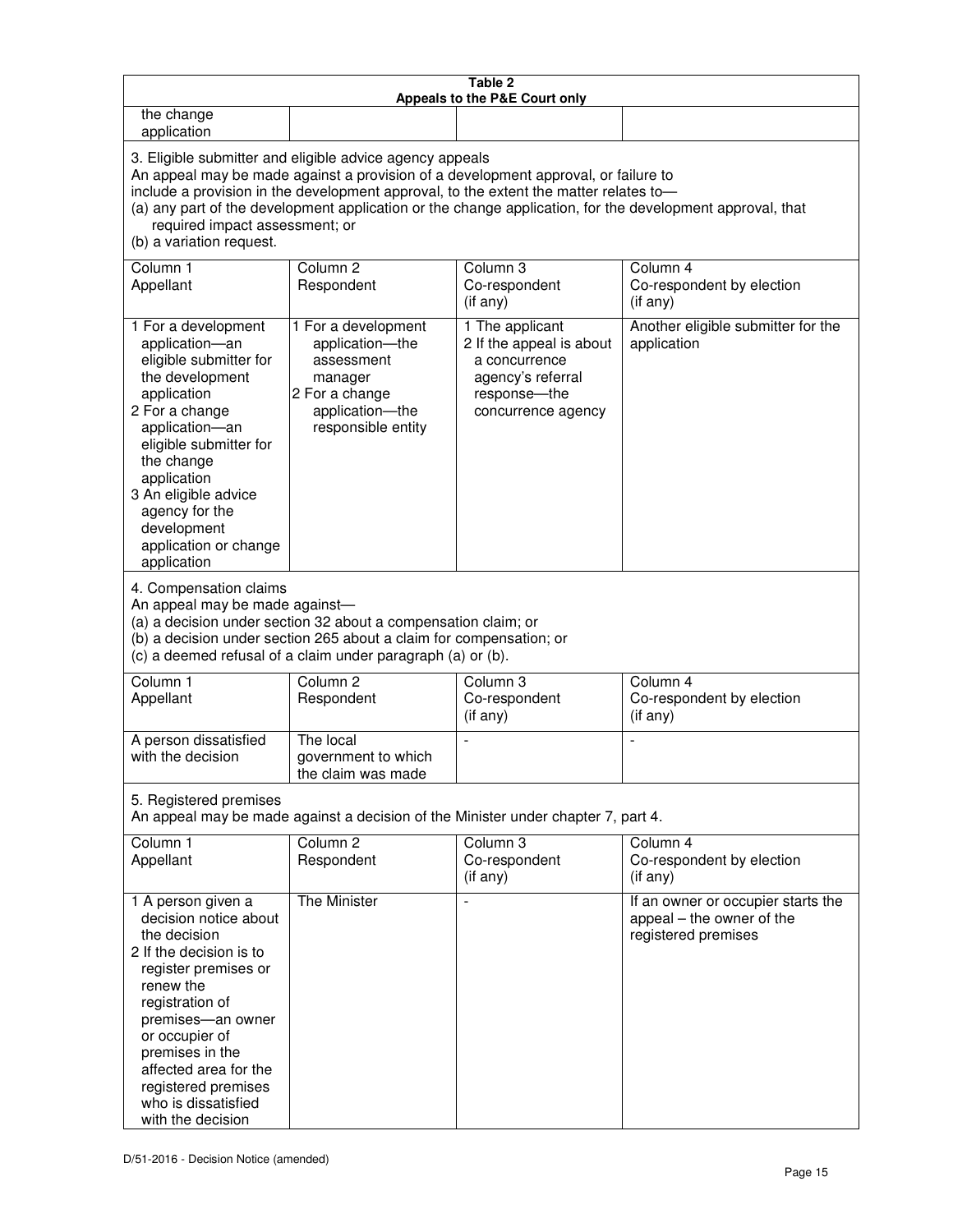**Table 2**
**Appeals to the P&E Court only**

| | | | |
|---|---|---|---|
| the change application | | | |

3. Eligible submitter and eligible advice agency appeals
An appeal may be made against a provision of a development approval, or failure to include a provision in the development approval, to the extent the matter relates to—
(a) any part of the development application or the change application, for the development approval, that required impact assessment; or
(b) a variation request.

| Column 1<br>Appellant | Column 2<br>Respondent | Column 3<br>Co-respondent<br>(if any) | Column 4<br>Co-respondent by election<br>(if any) |
|---|---|---|---|
| 1 For a development application—an eligible submitter for the development application<br>2 For a change application—an eligible submitter for the change application<br>3 An eligible advice agency for the development application or change application | 1 For a development application—the assessment manager<br>2 For a change application—the responsible entity | 1 The applicant<br>2 If the appeal is about a concurrence agency's referral response—the concurrence agency | Another eligible submitter for the application |

4. Compensation claims
An appeal may be made against—
(a) a decision under section 32 about a compensation claim; or
(b) a decision under section 265 about a claim for compensation; or
(c) a deemed refusal of a claim under paragraph (a) or (b).

| Column 1<br>Appellant | Column 2<br>Respondent | Column 3<br>Co-respondent<br>(if any) | Column 4<br>Co-respondent by election<br>(if any) |
|---|---|---|---|
| A person dissatisfied with the decision | The local government to which the claim was made | - | - |

5. Registered premises
An appeal may be made against a decision of the Minister under chapter 7, part 4.

| Column 1<br>Appellant | Column 2<br>Respondent | Column 3<br>Co-respondent<br>(if any) | Column 4<br>Co-respondent by election<br>(if any) |
|---|---|---|---|
| 1 A person given a decision notice about the decision<br>2 If the decision is to register premises or renew the registration of premises—an owner or occupier of premises in the affected area for the registered premises who is dissatisfied with the decision | The Minister | - | If an owner or occupier starts the appeal – the owner of the registered premises |

D/51-2016 - Decision Notice (amended)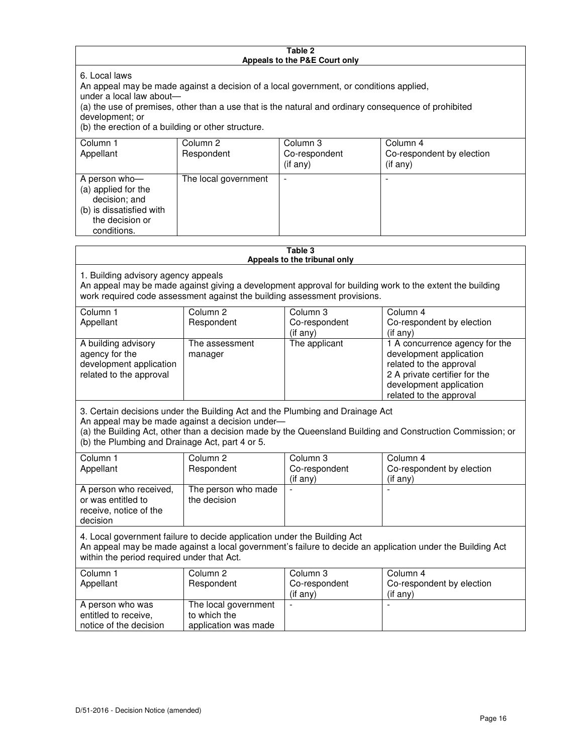**Table 2**
**Appeals to the P&E Court only**

6. Local laws
An appeal may be made against a decision of a local government, or conditions applied, under a local law about—
(a) the use of premises, other than a use that is the natural and ordinary consequence of prohibited development; or
(b) the erection of a building or other structure.

| Column 1<br>Appellant | Column 2<br>Respondent | Column 3<br>Co-respondent<br>(if any) | Column 4<br>Co-respondent by election<br>(if any) |
|---|---|---|---|
| A person who—<br>(a) applied for the decision; and<br>(b) is dissatisfied with the decision or conditions. | The local government | - | - |

**Table 3**
**Appeals to the tribunal only**

1. Building advisory agency appeals
An appeal may be made against giving a development approval for building work to the extent the building work required code assessment against the building assessment provisions.

| Column 1<br>Appellant | Column 2<br>Respondent | Column 3<br>Co-respondent<br>(if any) | Column 4<br>Co-respondent by election<br>(if any) |
|---|---|---|---|
| A building advisory agency for the development application related to the approval | The assessment manager | The applicant | 1 A concurrence agency for the development application related to the approval<br>2 A private certifier for the development application related to the approval |

3. Certain decisions under the Building Act and the Plumbing and Drainage Act
An appeal may be made against a decision under—
(a) the Building Act, other than a decision made by the Queensland Building and Construction Commission; or
(b) the Plumbing and Drainage Act, part 4 or 5.

| Column 1<br>Appellant | Column 2<br>Respondent | Column 3<br>Co-respondent<br>(if any) | Column 4<br>Co-respondent by election<br>(if any) |
|---|---|---|---|
| A person who received, or was entitled to receive, notice of the decision | The person who made the decision | - | - |

4. Local government failure to decide application under the Building Act
An appeal may be made against a local government's failure to decide an application under the Building Act within the period required under that Act.

| Column 1<br>Appellant | Column 2<br>Respondent | Column 3<br>Co-respondent<br>(if any) | Column 4<br>Co-respondent by election<br>(if any) |
|---|---|---|---|
| A person who was entitled to receive, notice of the decision | The local government to which the application was made | - | - |

D/51-2016 - Decision Notice (amended)